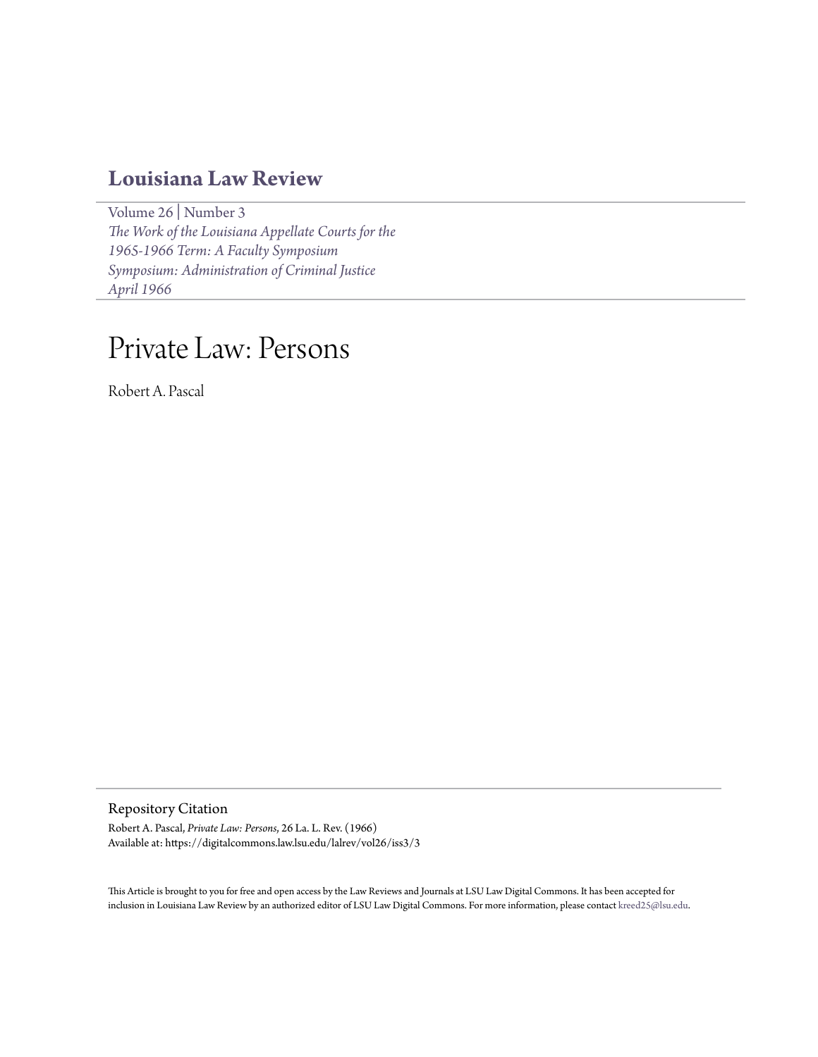# Louisiana Law Review

Volume 26 | Number 3
*The Work of the Louisiana Appellate Courts for the 1965-1966 Term: A Faculty Symposium*
*Symposium: Administration of Criminal Justice*
*April 1966*

# Private Law: Persons

Robert A. Pascal

## Repository Citation

Robert A. Pascal, *Private Law: Persons*, 26 La. L. Rev. (1966)
Available at: https://digitalcommons.law.lsu.edu/lalrev/vol26/iss3/3

This Article is brought to you for free and open access by the Law Reviews and Journals at LSU Law Digital Commons. It has been accepted for inclusion in Louisiana Law Review by an authorized editor of LSU Law Digital Commons. For more information, please contact kreed25@lsu.edu.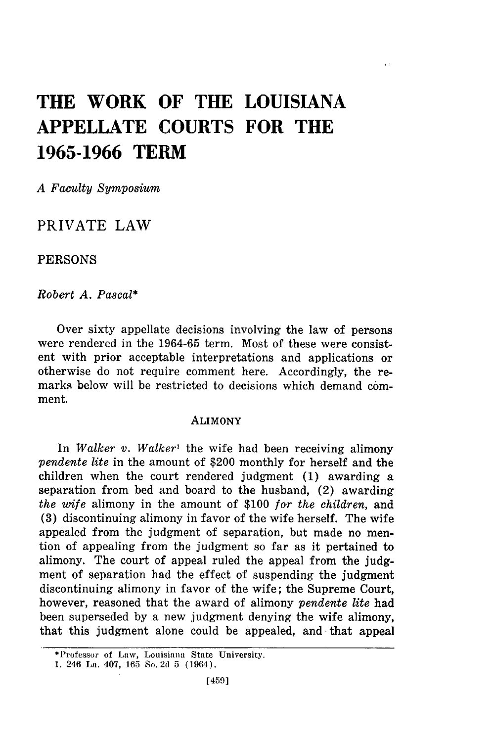# THE WORK OF THE LOUISIANA APPELLATE COURTS FOR THE 1965-1966 TERM

*A Faculty Symposium*

## PRIVATE LAW

### PERSONS

*Robert A. Pascal**

Over sixty appellate decisions involving the law of persons were rendered in the 1964-65 term. Most of these were consistent with prior acceptable interpretations and applications or otherwise do not require comment here. Accordingly, the remarks below will be restricted to decisions which demand comment.

#### ALIMONY

In *Walker v. Walker*[1] the wife had been receiving alimony *pendente lite* in the amount of $200 monthly for herself and the children when the court rendered judgment (1) awarding a separation from bed and board to the husband, (2) awarding *the wife* alimony in the amount of $100 *for the children*, and (3) discontinuing alimony in favor of the wife herself. The wife appealed from the judgment of separation, but made no mention of appealing from the judgment so far as it pertained to alimony. The court of appeal ruled the appeal from the judgment of separation had the effect of suspending the judgment discontinuing alimony in favor of the wife; the Supreme Court, however, reasoned that the award of alimony *pendente lite* had been superseded by a new judgment denying the wife alimony, that this judgment alone could be appealed, and that appeal

---

*Professor of Law, Louisiana State University.

1. 246 La. 407, 165 So.2d 5 (1964).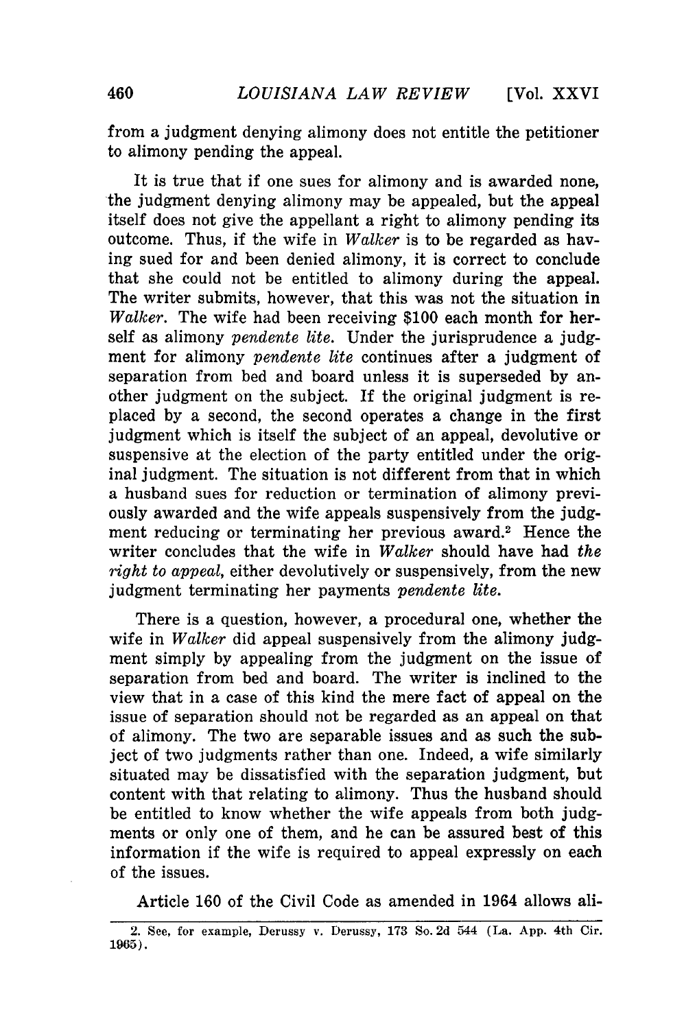from a judgment denying alimony does not entitle the petitioner to alimony pending the appeal.

It is true that if one sues for alimony and is awarded none, the judgment denying alimony may be appealed, but the appeal itself does not give the appellant a right to alimony pending its outcome. Thus, if the wife in *Walker* is to be regarded as having sued for and been denied alimony, it is correct to conclude that she could not be entitled to alimony during the appeal. The writer submits, however, that this was not the situation in *Walker*. The wife had been receiving $100 each month for herself as alimony *pendente lite*. Under the jurisprudence a judgment for alimony *pendente lite* continues after a judgment of separation from bed and board unless it is superseded by another judgment on the subject. If the original judgment is replaced by a second, the second operates a change in the first judgment which is itself the subject of an appeal, devolutive or suspensive at the election of the party entitled under the original judgment. The situation is not different from that in which a husband sues for reduction or termination of alimony previously awarded and the wife appeals suspensively from the judgment reducing or terminating her previous award.[2] Hence the writer concludes that the wife in *Walker* should have had *the right to appeal*, either devolutively or suspensively, from the new judgment terminating her payments *pendente lite*.

There is a question, however, a procedural one, whether the wife in *Walker* did appeal suspensively from the alimony judgment simply by appealing from the judgment on the issue of separation from bed and board. The writer is inclined to the view that in a case of this kind the mere fact of appeal on the issue of separation should not be regarded as an appeal on that of alimony. The two are separable issues and as such the subject of two judgments rather than one. Indeed, a wife similarly situated may be dissatisfied with the separation judgment, but content with that relating to alimony. Thus the husband should be entitled to know whether the wife appeals from both judgments or only one of them, and he can be assured best of this information if the wife is required to appeal expressly on each of the issues.

Article 160 of the Civil Code as amended in 1964 allows ali-

---

2. See, for example, Derussy v. Derussy, 173 So. 2d 544 (La. App. 4th Cir. 1965).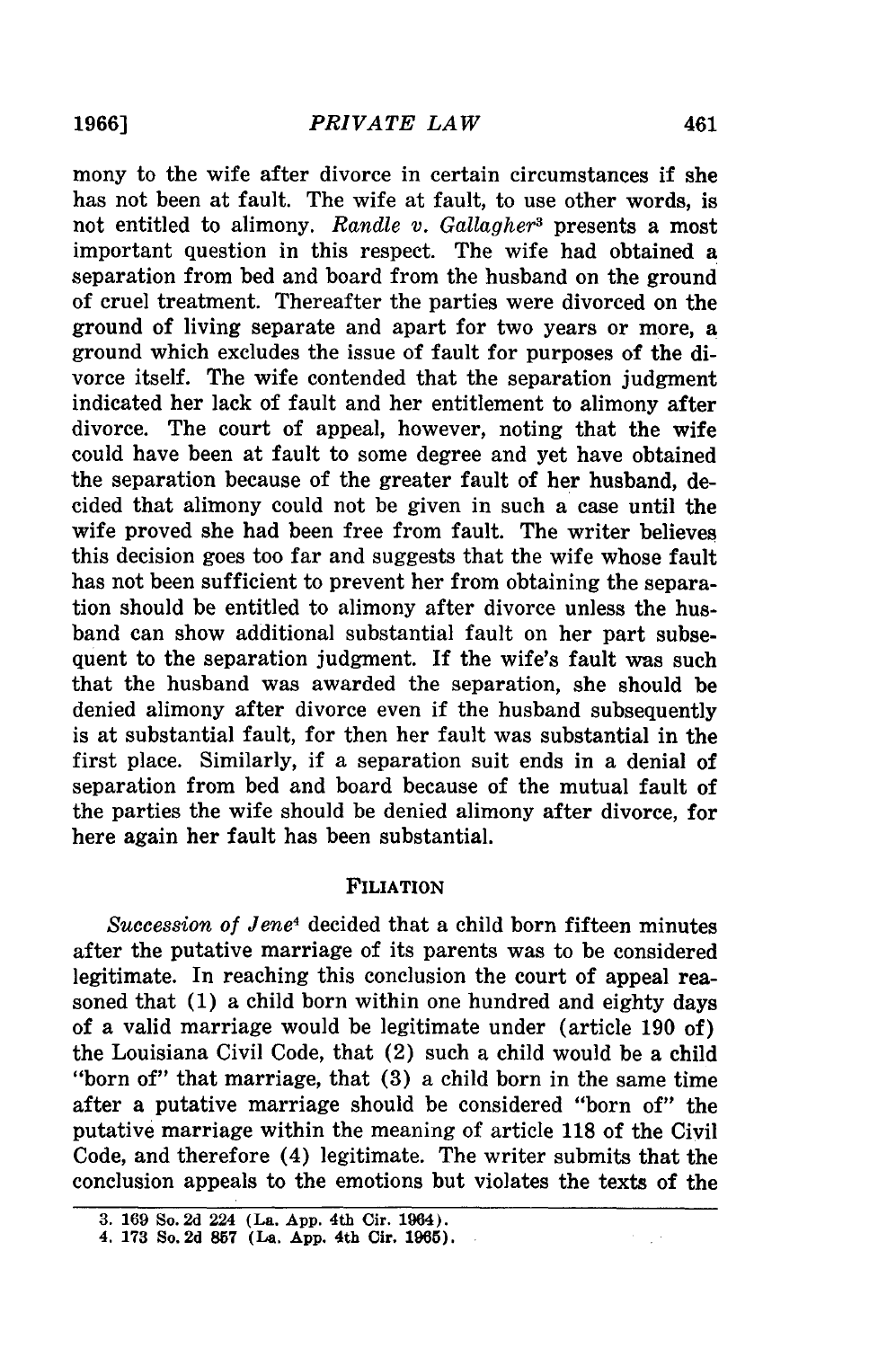mony to the wife after divorce in certain circumstances if she has not been at fault. The wife at fault, to use other words, is not entitled to alimony. *Randle v. Gallagher*[3] presents a most important question in this respect. The wife had obtained a separation from bed and board from the husband on the ground of cruel treatment. Thereafter the parties were divorced on the ground of living separate and apart for two years or more, a ground which excludes the issue of fault for purposes of the divorce itself. The wife contended that the separation judgment indicated her lack of fault and her entitlement to alimony after divorce. The court of appeal, however, noting that the wife could have been at fault to some degree and yet have obtained the separation because of the greater fault of her husband, decided that alimony could not be given in such a case until the wife proved she had been free from fault. The writer believes this decision goes too far and suggests that the wife whose fault has not been sufficient to prevent her from obtaining the separation should be entitled to alimony after divorce unless the husband can show additional substantial fault on her part subsequent to the separation judgment. If the wife's fault was such that the husband was awarded the separation, she should be denied alimony after divorce even if the husband subsequently is at substantial fault, for then her fault was substantial in the first place. Similarly, if a separation suit ends in a denial of separation from bed and board because of the mutual fault of the parties the wife should be denied alimony after divorce, for here again her fault has been substantial.

## FILIATION

*Succession of Jene*[4] decided that a child born fifteen minutes after the putative marriage of its parents was to be considered legitimate. In reaching this conclusion the court of appeal reasoned that (1) a child born within one hundred and eighty days of a valid marriage would be legitimate under (article 190 of) the Louisiana Civil Code, that (2) such a child would be a child "born of" that marriage, that (3) a child born in the same time after a putative marriage should be considered "born of" the putative marriage within the meaning of article 118 of the Civil Code, and therefore (4) legitimate. The writer submits that the conclusion appeals to the emotions but violates the texts of the

---

3. 169 So. 2d 224 (La. App. 4th Cir. 1964).
4. 173 So. 2d 857 (La. App. 4th Cir. 1965).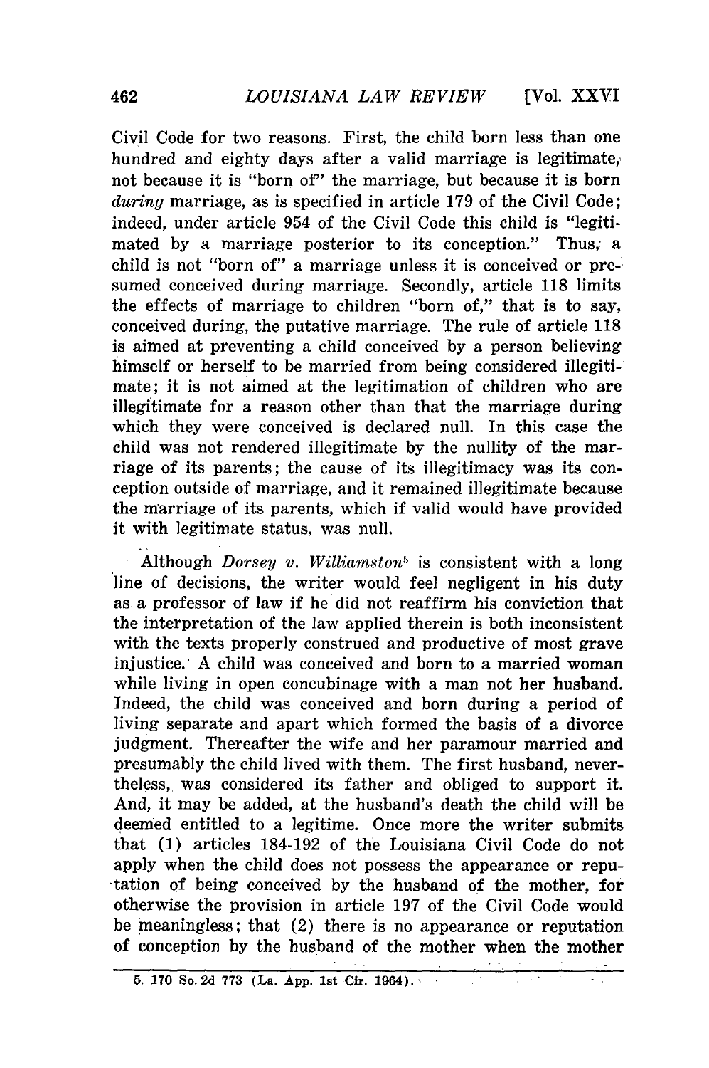Civil Code for two reasons. First, the child born less than one hundred and eighty days after a valid marriage is legitimate, not because it is "born of" the marriage, but because it is born *during* marriage, as is specified in article 179 of the Civil Code; indeed, under article 954 of the Civil Code this child is "legitimated by a marriage posterior to its conception." Thus, a child is not "born of" a marriage unless it is conceived or presumed conceived during marriage. Secondly, article 118 limits the effects of marriage to children "born of," that is to say, conceived during, the putative marriage. The rule of article 118 is aimed at preventing a child conceived by a person believing himself or herself to be married from being considered illegitimate; it is not aimed at the legitimation of children who are illegitimate for a reason other than that the marriage during which they were conceived is declared null. In this case the child was not rendered illegitimate by the nullity of the marriage of its parents; the cause of its illegitimacy was its conception outside of marriage, and it remained illegitimate because the marriage of its parents, which if valid would have provided it with legitimate status, was null.

Although *Dorsey v. Williamston*[5] is consistent with a long line of decisions, the writer would feel negligent in his duty as a professor of law if he did not reaffirm his conviction that the interpretation of the law applied therein is both inconsistent with the texts properly construed and productive of most grave injustice. A child was conceived and born to a married woman while living in open concubinage with a man not her husband. Indeed, the child was conceived and born during a period of living separate and apart which formed the basis of a divorce judgment. Thereafter the wife and her paramour married and presumably the child lived with them. The first husband, nevertheless, was considered its father and obliged to support it. And, it may be added, at the husband's death the child will be deemed entitled to a legitime. Once more the writer submits that (1) articles 184-192 of the Louisiana Civil Code do not apply when the child does not possess the appearance or reputation of being conceived by the husband of the mother, for otherwise the provision in article 197 of the Civil Code would be meaningless; that (2) there is no appearance or reputation of conception by the husband of the mother when the mother

5. 170 So. 2d 773 (La. App. 1st Cir. 1964).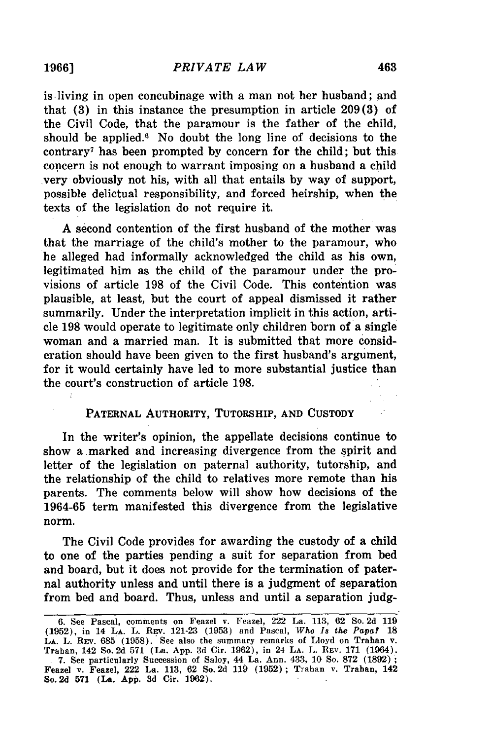is living in open concubinage with a man not her husband; and that (3) in this instance the presumption in article 209(3) of the Civil Code, that the paramour is the father of the child, should be applied.[6] No doubt the long line of decisions to the contrary[7] has been prompted by concern for the child; but this concern is not enough to warrant imposing on a husband a child very obviously not his, with all that entails by way of support, possible delictual responsibility, and forced heirship, when the texts of the legislation do not require it.

A second contention of the first husband of the mother was that the marriage of the child's mother to the paramour, who he alleged had informally acknowledged the child as his own, legitimated him as the child of the paramour under the provisions of article 198 of the Civil Code. This contention was plausible, at least, but the court of appeal dismissed it rather summarily. Under the interpretation implicit in this action, article 198 would operate to legitimate only children born of a single woman and a married man. It is submitted that more consideration should have been given to the first husband's argument, for it would certainly have led to more substantial justice than the court's construction of article 198.

## PATERNAL AUTHORITY, TUTORSHIP, AND CUSTODY

In the writer's opinion, the appellate decisions continue to show a marked and increasing divergence from the spirit and letter of the legislation on paternal authority, tutorship, and the relationship of the child to relatives more remote than his parents. The comments below will show how decisions of the 1964-65 term manifested this divergence from the legislative norm.

The Civil Code provides for awarding the custody of a child to one of the parties pending a suit for separation from bed and board, but it does not provide for the termination of paternal authority unless and until there is a judgment of separation from bed and board. Thus, unless and until a separation judg-

6. See Pascal, comments on Feazel v. Feazel, 222 La. 113, 62 So. 2d 119 (1952), in 14 LA. L. REV. 121-23 (1953) and Pascal, *Who Is the Papa?* 18 LA. L. REV. 685 (1958). See also the summary remarks of Lloyd on Trahan v. Trahan, 142 So. 2d 571 (La. App. 3d Cir. 1962), in 24 LA. L. REV. 171 (1964).

7. See particularly Succession of Saloy, 44 La. Ann. 433, 10 So. 872 (1892); Feazel v. Feazel, 222 La. 113, 62 So. 2d 119 (1952); Trahan v. Trahan, 142 So. 2d 571 (La. App. 3d Cir. 1962).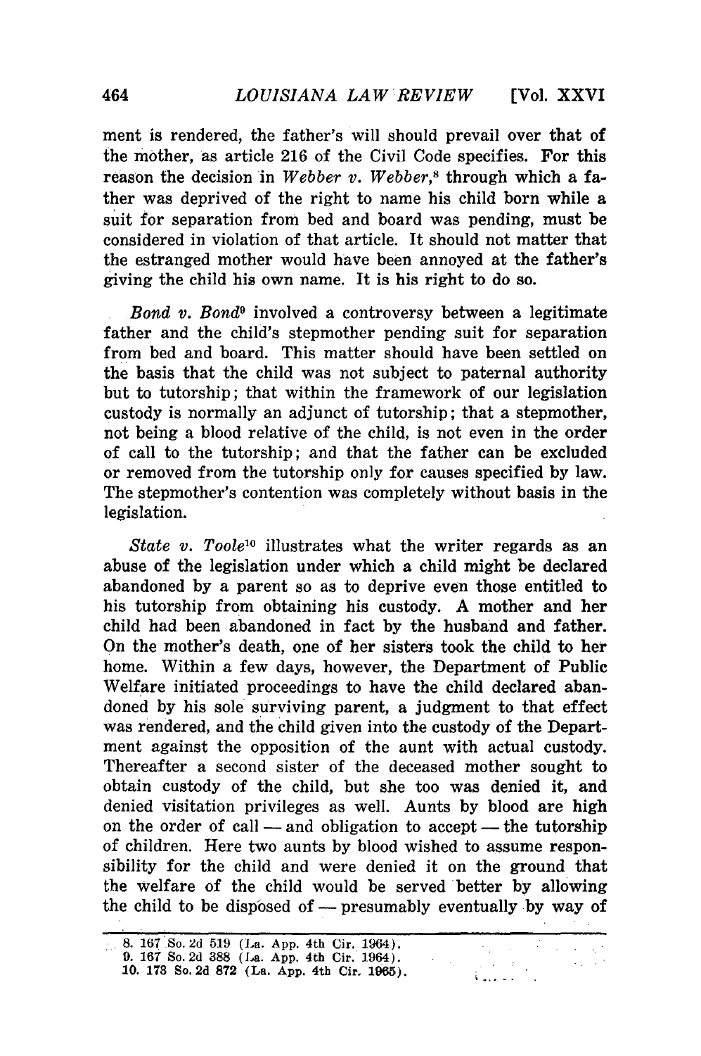ment is rendered, the father's will should prevail over that of the mother, as article 216 of the Civil Code specifies. For this reason the decision in *Webber v. Webber*,[8] through which a father was deprived of the right to name his child born while a suit for separation from bed and board was pending, must be considered in violation of that article. It should not matter that the estranged mother would have been annoyed at the father's giving the child his own name. It is his right to do so.

*Bond v. Bond*[9] involved a controversy between a legitimate father and the child's stepmother pending suit for separation from bed and board. This matter should have been settled on the basis that the child was not subject to paternal authority but to tutorship; that within the framework of our legislation custody is normally an adjunct of tutorship; that a stepmother, not being a blood relative of the child, is not even in the order of call to the tutorship; and that the father can be excluded or removed from the tutorship only for causes specified by law. The stepmother's contention was completely without basis in the legislation.

*State v. Toole*[10] illustrates what the writer regards as an abuse of the legislation under which a child might be declared abandoned by a parent so as to deprive even those entitled to his tutorship from obtaining his custody. A mother and her child had been abandoned in fact by the husband and father. On the mother's death, one of her sisters took the child to her home. Within a few days, however, the Department of Public Welfare initiated proceedings to have the child declared abandoned by his sole surviving parent, a judgment to that effect was rendered, and the child given into the custody of the Department against the opposition of the aunt with actual custody. Thereafter a second sister of the deceased mother sought to obtain custody of the child, but she too was denied it, and denied visitation privileges as well. Aunts by blood are high on the order of call — and obligation to accept — the tutorship of children. Here two aunts by blood wished to assume responsibility for the child and were denied it on the ground that the welfare of the child would be served better by allowing the child to be disposed of — presumably eventually by way of

8. 167 So. 2d 519 (La. App. 4th Cir. 1964).
9. 167 So. 2d 388 (La. App. 4th Cir. 1964).
10. 178 So. 2d 872 (La. App. 4th Cir. 1965).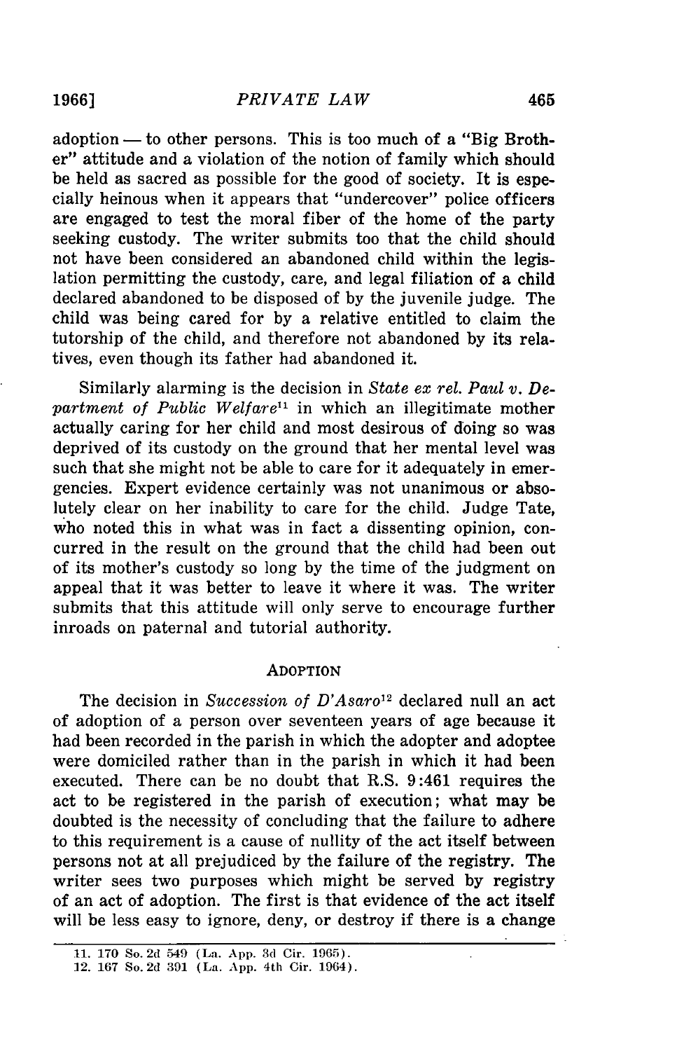adoption — to other persons. This is too much of a "Big Brother" attitude and a violation of the notion of family which should be held as sacred as possible for the good of society. It is especially heinous when it appears that "undercover" police officers are engaged to test the moral fiber of the home of the party seeking custody. The writer submits too that the child should not have been considered an abandoned child within the legislation permitting the custody, care, and legal filiation of a child declared abandoned to be disposed of by the juvenile judge. The child was being cared for by a relative entitled to claim the tutorship of the child, and therefore not abandoned by its relatives, even though its father had abandoned it.

Similarly alarming is the decision in *State ex rel. Paul v. Department of Public Welfare*[11] in which an illegitimate mother actually caring for her child and most desirous of doing so was deprived of its custody on the ground that her mental level was such that she might not be able to care for it adequately in emergencies. Expert evidence certainly was not unanimous or absolutely clear on her inability to care for the child. Judge Tate, who noted this in what was in fact a dissenting opinion, concurred in the result on the ground that the child had been out of its mother's custody so long by the time of the judgment on appeal that it was better to leave it where it was. The writer submits that this attitude will only serve to encourage further inroads on paternal and tutorial authority.

## ADOPTION

The decision in *Succession of D'Asaro*[12] declared null an act of adoption of a person over seventeen years of age because it had been recorded in the parish in which the adopter and adoptee were domiciled rather than in the parish in which it had been executed. There can be no doubt that R.S. 9:461 requires the act to be registered in the parish of execution; what may be doubted is the necessity of concluding that the failure to adhere to this requirement is a cause of nullity of the act itself between persons not at all prejudiced by the failure of the registry. The writer sees two purposes which might be served by registry of an act of adoption. The first is that evidence of the act itself will be less easy to ignore, deny, or destroy if there is a change

11. 170 So. 2d 549 (La. App. 3d Cir. 1965).
12. 167 So. 2d 391 (La. App. 4th Cir. 1964).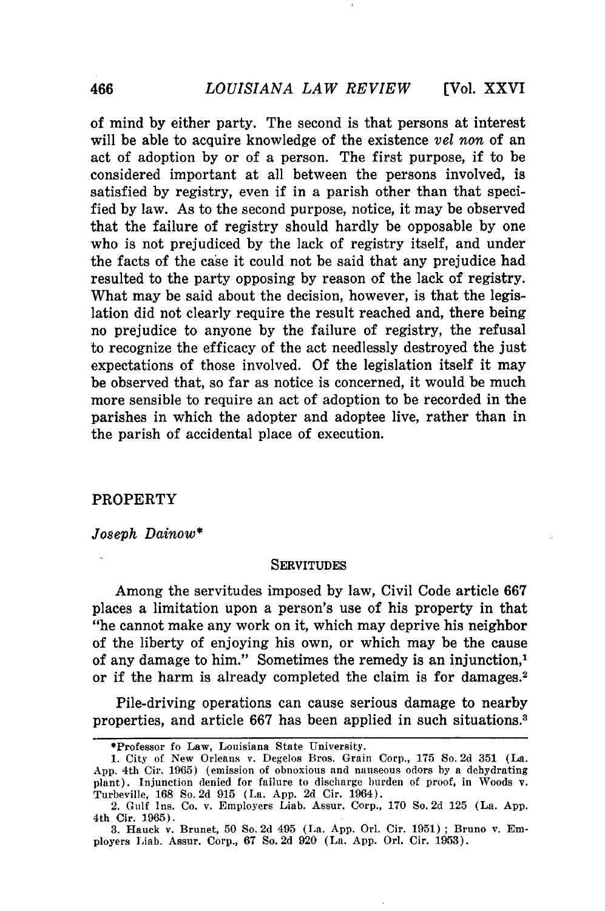of mind by either party. The second is that persons at interest will be able to acquire knowledge of the existence *vel non* of an act of adoption by or of a person. The first purpose, if to be considered important at all between the persons involved, is satisfied by registry, even if in a parish other than that specified by law. As to the second purpose, notice, it may be observed that the failure of registry should hardly be opposable by one who is not prejudiced by the lack of registry itself, and under the facts of the case it could not be said that any prejudice had resulted to the party opposing by reason of the lack of registry. What may be said about the decision, however, is that the legislation did not clearly require the result reached and, there being no prejudice to anyone by the failure of registry, the refusal to recognize the efficacy of the act needlessly destroyed the just expectations of those involved. Of the legislation itself it may be observed that, so far as notice is concerned, it would be much more sensible to require an act of adoption to be recorded in the parishes in which the adopter and adoptee live, rather than in the parish of accidental place of execution.

## PROPERTY

*Joseph Dainow**

### SERVITUDES

Among the servitudes imposed by law, Civil Code article 667 places a limitation upon a person's use of his property in that "he cannot make any work on it, which may deprive his neighbor of the liberty of enjoying his own, or which may be the cause of any damage to him." Sometimes the remedy is an injunction,[1] or if the harm is already completed the claim is for damages.[2]

Pile-driving operations can cause serious damage to nearby properties, and article 667 has been applied in such situations.[3]

---

*Professor fo Law, Louisiana State University.

1. City of New Orleans v. Degelos Bros. Grain Corp., 175 So. 2d 351 (La. App. 4th Cir. 1965) (emission of obnoxious and nauseous odors by a dehydrating plant). Injunction denied for failure to discharge burden of proof, in Woods v. Turbeville, 168 So. 2d 915 (La. App. 2d Cir. 1964).

2. Gulf Ins. Co. v. Employers Liab. Assur. Corp., 170 So. 2d 125 (La. App. 4th Cir. 1965).

3. Hauck v. Brunet, 50 So. 2d 495 (La. App. Orl. Cir. 1951); Bruno v. Employers Liab. Assur. Corp., 67 So. 2d 920 (La. App. Orl. Cir. 1953).